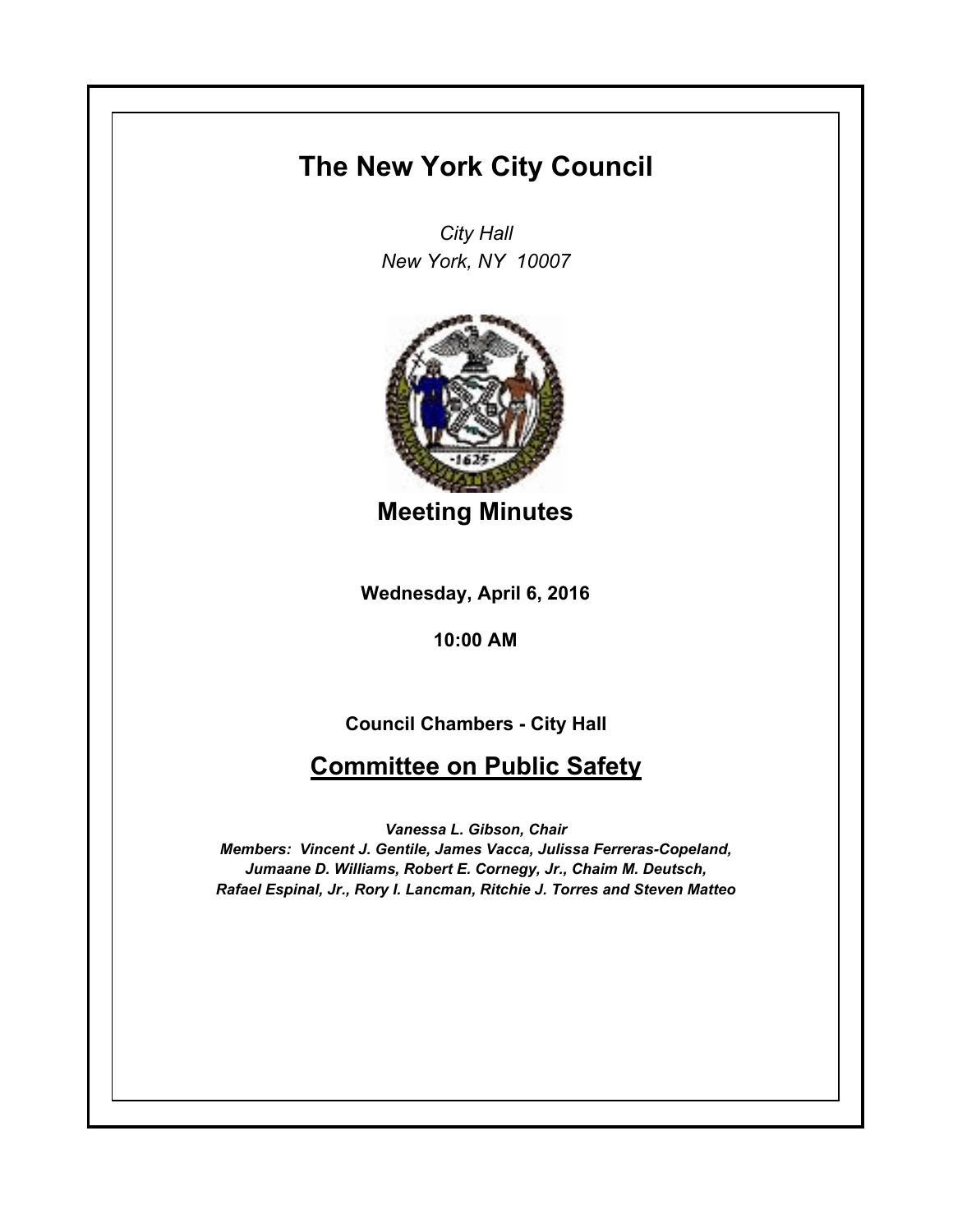# The New York City Council

*City Hall*
*New York, NY 10007*

## Meeting Minutes

**Wednesday, April 6, 2016**

**10:00 AM**

**Council Chambers - City Hall**

## Committee on Public Safety

***Vanessa L. Gibson, Chair***
***Members: Vincent J. Gentile, James Vacca, Julissa Ferreras-Copeland, Jumaane D. Williams, Robert E. Cornegy, Jr., Chaim M. Deutsch, Rafael Espinal, Jr., Rory I. Lancman, Ritchie J. Torres and Steven Matteo***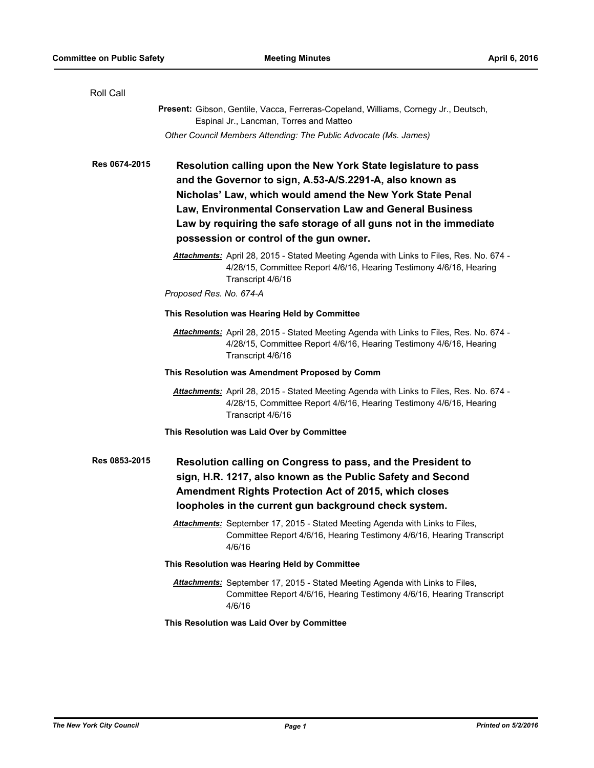Roll Call

**Present:** Gibson, Gentile, Vacca, Ferreras-Copeland, Williams, Cornegy Jr., Deutsch, Espinal Jr., Lancman, Torres and Matteo

*Other Council Members Attending: The Public Advocate (Ms. James)*

**Res 0674-2015** **Resolution calling upon the New York State legislature to pass and the Governor to sign, A.53-A/S.2291-A, also known as Nicholas' Law, which would amend the New York State Penal Law, Environmental Conservation Law and General Business Law by requiring the safe storage of all guns not in the immediate possession or control of the gun owner.**

***Attachments:*** April 28, 2015 - Stated Meeting Agenda with Links to Files, Res. No. 674 - 4/28/15, Committee Report 4/6/16, Hearing Testimony 4/6/16, Hearing Transcript 4/6/16

*Proposed Res. No. 674-A*

**This Resolution was Hearing Held by Committee**

***Attachments:*** April 28, 2015 - Stated Meeting Agenda with Links to Files, Res. No. 674 - 4/28/15, Committee Report 4/6/16, Hearing Testimony 4/6/16, Hearing Transcript 4/6/16

**This Resolution was Amendment Proposed by Comm**

***Attachments:*** April 28, 2015 - Stated Meeting Agenda with Links to Files, Res. No. 674 - 4/28/15, Committee Report 4/6/16, Hearing Testimony 4/6/16, Hearing Transcript 4/6/16

**This Resolution was Laid Over by Committee**

**Res 0853-2015** **Resolution calling on Congress to pass, and the President to sign, H.R. 1217, also known as the Public Safety and Second Amendment Rights Protection Act of 2015, which closes loopholes in the current gun background check system.**

***Attachments:*** September 17, 2015 - Stated Meeting Agenda with Links to Files, Committee Report 4/6/16, Hearing Testimony 4/6/16, Hearing Transcript 4/6/16

**This Resolution was Hearing Held by Committee**

***Attachments:*** September 17, 2015 - Stated Meeting Agenda with Links to Files, Committee Report 4/6/16, Hearing Testimony 4/6/16, Hearing Transcript 4/6/16

**This Resolution was Laid Over by Committee**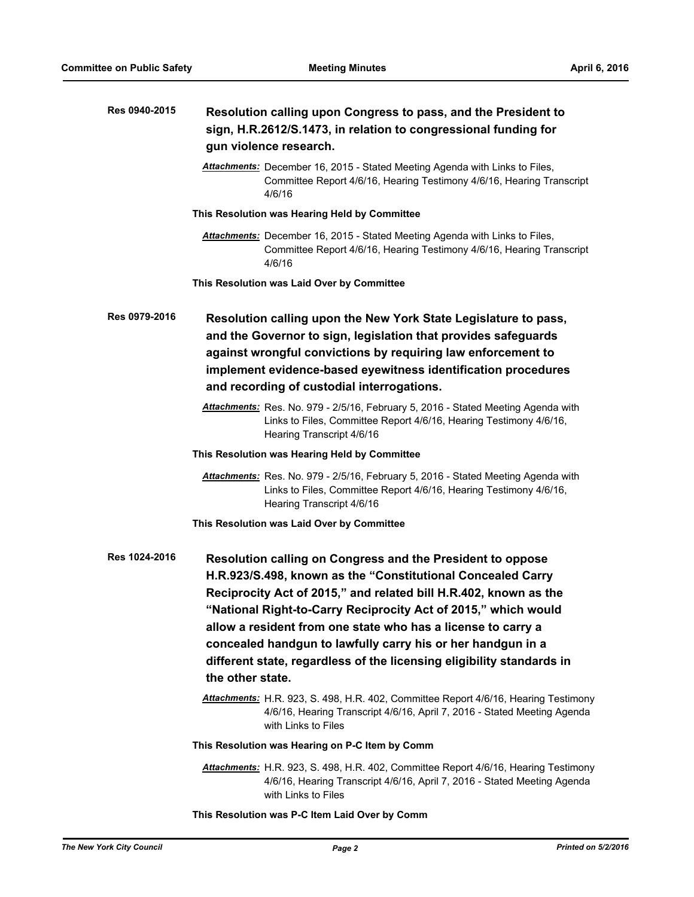**Res 0940-2015** **Resolution calling upon Congress to pass, and the President to sign, H.R.2612/S.1473, in relation to congressional funding for gun violence research.**

*Attachments:* December 16, 2015 - Stated Meeting Agenda with Links to Files, Committee Report 4/6/16, Hearing Testimony 4/6/16, Hearing Transcript 4/6/16

**This Resolution was Hearing Held by Committee**

*Attachments:* December 16, 2015 - Stated Meeting Agenda with Links to Files, Committee Report 4/6/16, Hearing Testimony 4/6/16, Hearing Transcript 4/6/16

**This Resolution was Laid Over by Committee**

**Res 0979-2016** **Resolution calling upon the New York State Legislature to pass, and the Governor to sign, legislation that provides safeguards against wrongful convictions by requiring law enforcement to implement evidence-based eyewitness identification procedures and recording of custodial interrogations.**

*Attachments:* Res. No. 979 - 2/5/16, February 5, 2016 - Stated Meeting Agenda with Links to Files, Committee Report 4/6/16, Hearing Testimony 4/6/16, Hearing Transcript 4/6/16

**This Resolution was Hearing Held by Committee**

*Attachments:* Res. No. 979 - 2/5/16, February 5, 2016 - Stated Meeting Agenda with Links to Files, Committee Report 4/6/16, Hearing Testimony 4/6/16, Hearing Transcript 4/6/16

**This Resolution was Laid Over by Committee**

**Res 1024-2016** **Resolution calling on Congress and the President to oppose H.R.923/S.498, known as the "Constitutional Concealed Carry Reciprocity Act of 2015," and related bill H.R.402, known as the "National Right-to-Carry Reciprocity Act of 2015," which would allow a resident from one state who has a license to carry a concealed handgun to lawfully carry his or her handgun in a different state, regardless of the licensing eligibility standards in the other state.**

*Attachments:* H.R. 923, S. 498, H.R. 402, Committee Report 4/6/16, Hearing Testimony 4/6/16, Hearing Transcript 4/6/16, April 7, 2016 - Stated Meeting Agenda with Links to Files

**This Resolution was Hearing on P-C Item by Comm**

*Attachments:* H.R. 923, S. 498, H.R. 402, Committee Report 4/6/16, Hearing Testimony 4/6/16, Hearing Transcript 4/6/16, April 7, 2016 - Stated Meeting Agenda with Links to Files

**This Resolution was P-C Item Laid Over by Comm**